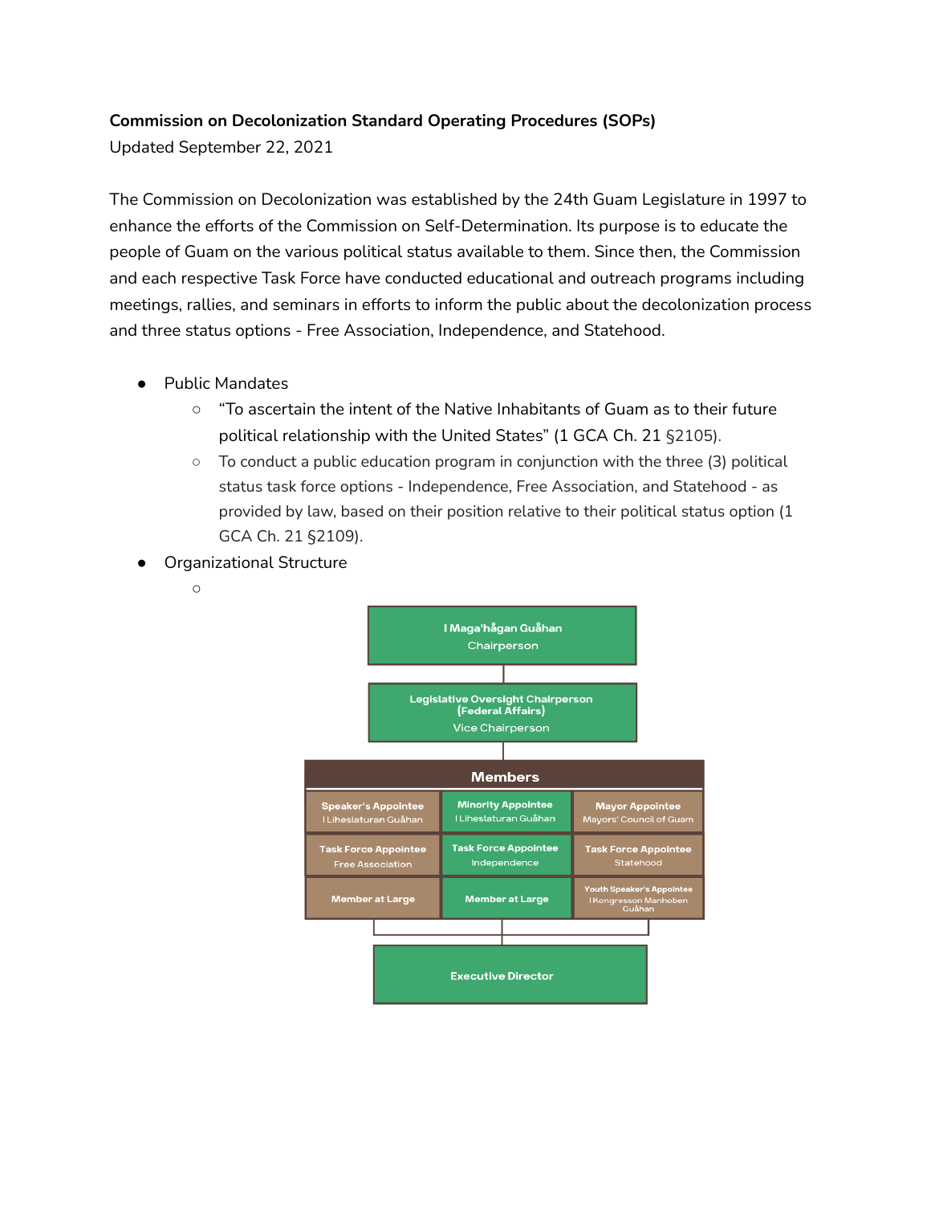**Commission on Decolonization Standard Operating Procedures (SOPs)**
Updated September 22, 2021

The Commission on Decolonization was established by the 24th Guam Legislature in 1997 to enhance the efforts of the Commission on Self-Determination. Its purpose is to educate the people of Guam on the various political status available to them. Since then, the Commission and each respective Task Force have conducted educational and outreach programs including meetings, rallies, and seminars in efforts to inform the public about the decolonization process and three status options - Free Association, Independence, and Statehood.

- Public Mandates
  - "To ascertain the intent of the Native Inhabitants of Guam as to their future political relationship with the United States" (1 GCA Ch. 21 §2105).
  - To conduct a public education program in conjunction with the three (3) political status task force options - Independence, Free Association, and Statehood - as provided by law, based on their position relative to their political status option (1 GCA Ch. 21 §2109).
- Organizational Structure
  - **I Maga'hågan Guåhan** – Chairperson
    - **Legislative Oversight Chairperson (Federal Affairs)** – Vice Chairperson
      - **Members**

| Members | | |
|---|---|---|
| **Speaker's Appointee** I Liheslaturan Guåhan | **Minority Appointee** I Liheslaturan Guåhan | **Mayor Appointee** Mayors' Council of Guam |
| **Task Force Appointee** Free Association | **Task Force Appointee** Independence | **Task Force Appointee** Statehood |
| **Member at Large** | **Member at Large** | **Youth Speaker's Appointee** I Kongresson Manhoben Guåhan |

        - **Executive Director**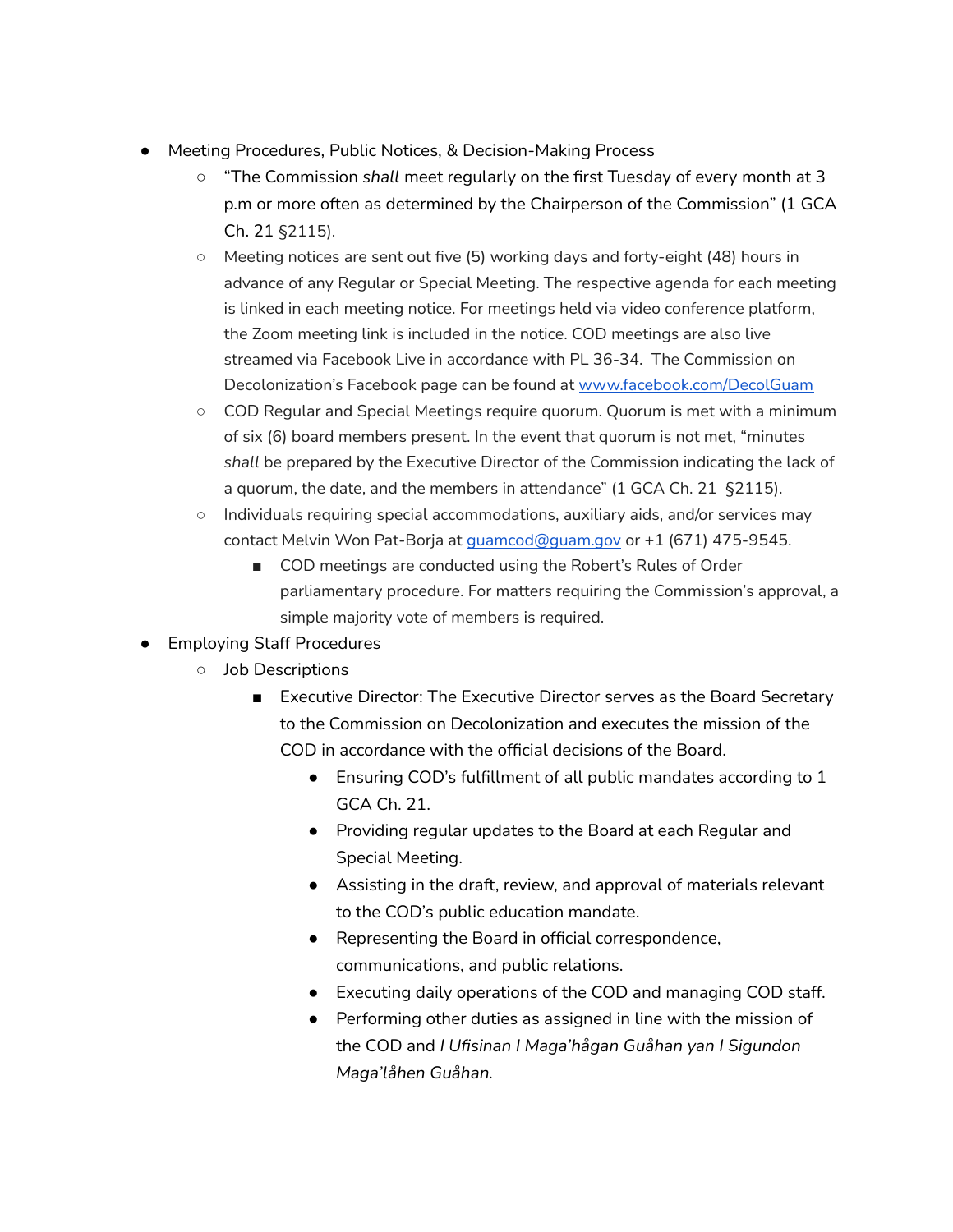- Meeting Procedures, Public Notices, & Decision-Making Process
    - "The Commission *shall* meet regularly on the first Tuesday of every month at 3 p.m or more often as determined by the Chairperson of the Commission" (1 GCA Ch. 21 §2115).
    - Meeting notices are sent out five (5) working days and forty-eight (48) hours in advance of any Regular or Special Meeting. The respective agenda for each meeting is linked in each meeting notice. For meetings held via video conference platform, the Zoom meeting link is included in the notice. COD meetings are also live streamed via Facebook Live in accordance with PL 36-34. The Commission on Decolonization's Facebook page can be found at [www.facebook.com/DecolGuam](http://www.facebook.com/DecolGuam)
    - COD Regular and Special Meetings require quorum. Quorum is met with a minimum of six (6) board members present. In the event that quorum is not met, "minutes *shall* be prepared by the Executive Director of the Commission indicating the lack of a quorum, the date, and the members in attendance" (1 GCA Ch. 21 §2115).
    - Individuals requiring special accommodations, auxiliary aids, and/or services may contact Melvin Won Pat-Borja at [guamcod@guam.gov](mailto:guamcod@guam.gov) or +1 (671) 475-9545.
        - COD meetings are conducted using the Robert's Rules of Order parliamentary procedure. For matters requiring the Commission's approval, a simple majority vote of members is required.
- Employing Staff Procedures
    - Job Descriptions
        - Executive Director: The Executive Director serves as the Board Secretary to the Commission on Decolonization and executes the mission of the COD in accordance with the official decisions of the Board.
            - Ensuring COD's fulfillment of all public mandates according to 1 GCA Ch. 21.
            - Providing regular updates to the Board at each Regular and Special Meeting.
            - Assisting in the draft, review, and approval of materials relevant to the COD's public education mandate.
            - Representing the Board in official correspondence, communications, and public relations.
            - Executing daily operations of the COD and managing COD staff.
            - Performing other duties as assigned in line with the mission of the COD and *I Ufisinan I Maga'hågan Guåhan yan I Sigundon Maga'låhen Guåhan.*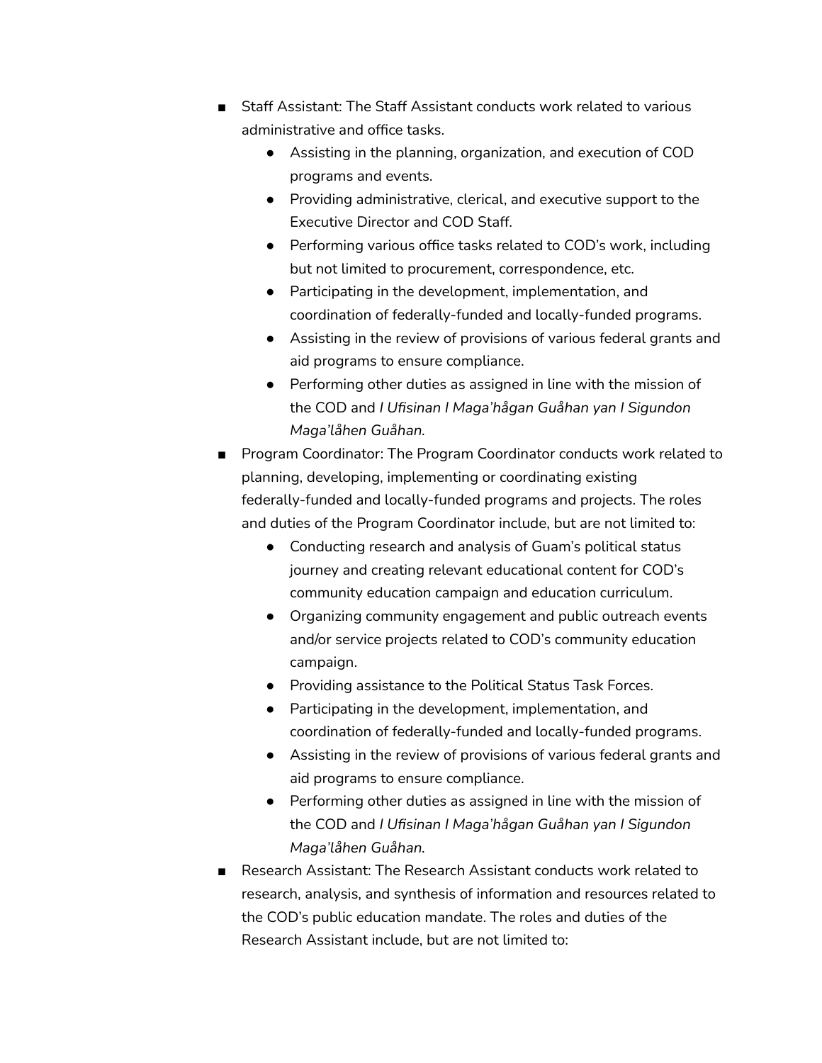- Staff Assistant: The Staff Assistant conducts work related to various administrative and office tasks.
    - Assisting in the planning, organization, and execution of COD programs and events.
    - Providing administrative, clerical, and executive support to the Executive Director and COD Staff.
    - Performing various office tasks related to COD's work, including but not limited to procurement, correspondence, etc.
    - Participating in the development, implementation, and coordination of federally-funded and locally-funded programs.
    - Assisting in the review of provisions of various federal grants and aid programs to ensure compliance.
    - Performing other duties as assigned in line with the mission of the COD and *I Ufisinan I Maga'hågan Guåhan yan I Sigundon Maga'låhen Guåhan*.
- Program Coordinator: The Program Coordinator conducts work related to planning, developing, implementing or coordinating existing federally-funded and locally-funded programs and projects. The roles and duties of the Program Coordinator include, but are not limited to:
    - Conducting research and analysis of Guam's political status journey and creating relevant educational content for COD's community education campaign and education curriculum.
    - Organizing community engagement and public outreach events and/or service projects related to COD's community education campaign.
    - Providing assistance to the Political Status Task Forces.
    - Participating in the development, implementation, and coordination of federally-funded and locally-funded programs.
    - Assisting in the review of provisions of various federal grants and aid programs to ensure compliance.
    - Performing other duties as assigned in line with the mission of the COD and *I Ufisinan I Maga'hågan Guåhan yan I Sigundon Maga'låhen Guåhan*.
- Research Assistant: The Research Assistant conducts work related to research, analysis, and synthesis of information and resources related to the COD's public education mandate. The roles and duties of the Research Assistant include, but are not limited to: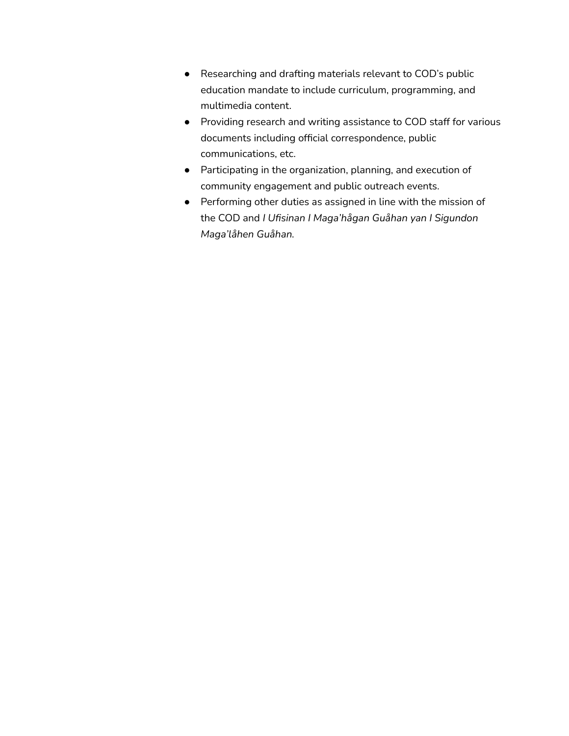- Researching and drafting materials relevant to COD's public education mandate to include curriculum, programming, and multimedia content.
- Providing research and writing assistance to COD staff for various documents including official correspondence, public communications, etc.
- Participating in the organization, planning, and execution of community engagement and public outreach events.
- Performing other duties as assigned in line with the mission of the COD and *I Ufisinan I Maga'hågan Guåhan yan I Sigundon Maga'låhen Guåhan.*